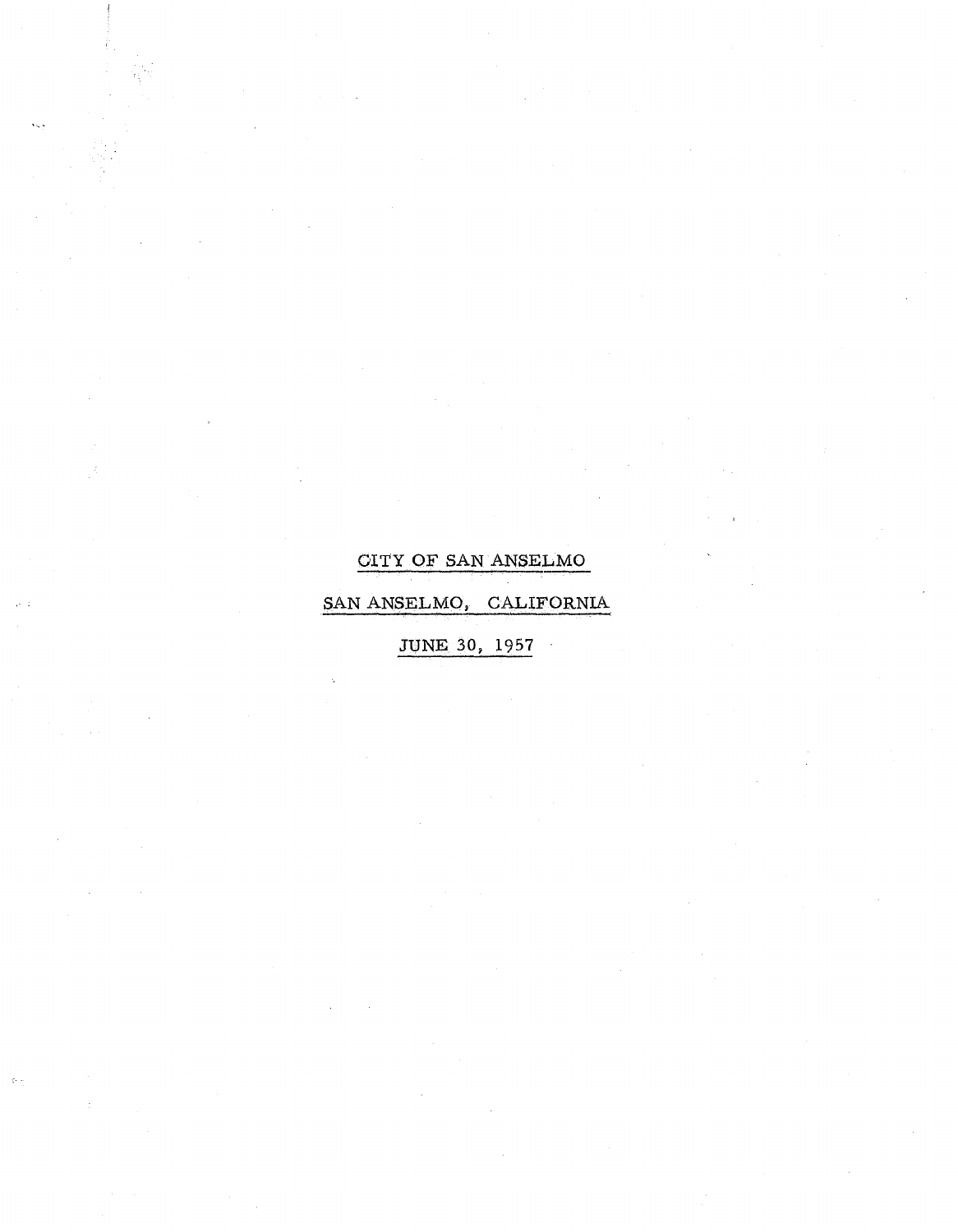CITY OF SAN ANSELMO

SAN ANSELMO, CALIFORNIA

JUNE 30, 1957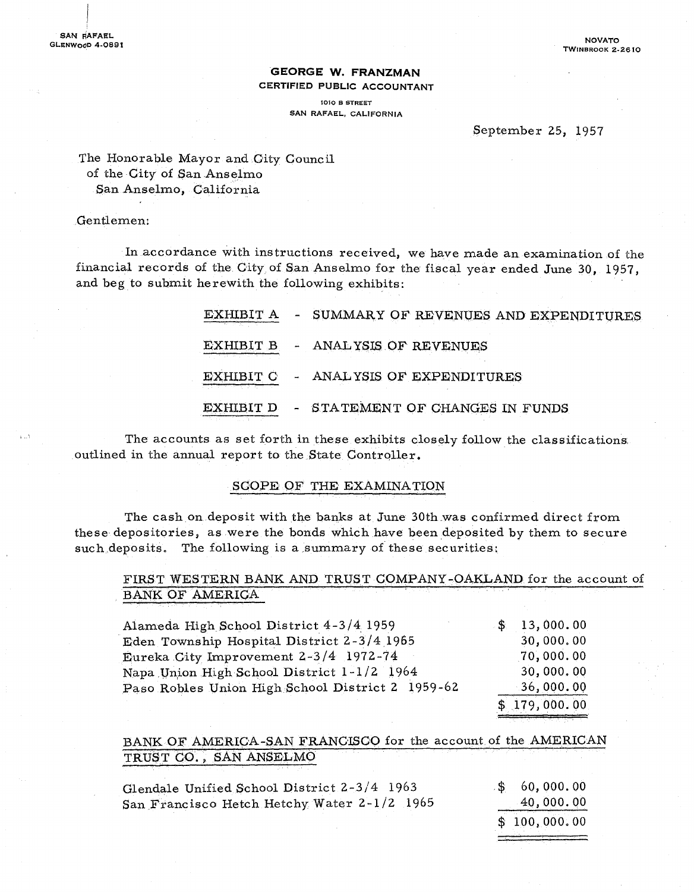SAN RAFAEL
GLENWOOD 4-0891

NOVATO
TWINBROOK 2-2610

**GEORGE W. FRANZMAN**
**CERTIFIED PUBLIC ACCOUNTANT**
1010 B STREET
SAN RAFAEL, CALIFORNIA

September 25, 1957

The Honorable Mayor and City Council
of the City of San Anselmo
San Anselmo, California

Gentlemen:

In accordance with instructions received, we have made an examination of the financial records of the City of San Anselmo for the fiscal year ended June 30, 1957, and beg to submit herewith the following exhibits:

- EXHIBIT A - SUMMARY OF REVENUES AND EXPENDITURES
- EXHIBIT B - ANALYSIS OF REVENUES
- EXHIBIT C - ANALYSIS OF EXPENDITURES
- EXHIBIT D - STATEMENT OF CHANGES IN FUNDS

The accounts as set forth in these exhibits closely follow the classifications outlined in the annual report to the State Controller.

## SCOPE OF THE EXAMINATION

The cash on deposit with the banks at June 30th was confirmed direct from these depositories, as were the bonds which have been deposited by them to secure such deposits. The following is a summary of these securities:

FIRST WESTERN BANK AND TRUST COMPANY-OAKLAND for the account of BANK OF AMERICA

| Security | Amount |
|---|---|
| Alameda High School District 4-3/4 1959 | $ 13,000.00 |
| Eden Township Hospital District 2-3/4 1965 | 30,000.00 |
| Eureka City Improvement 2-3/4 1972-74 | 70,000.00 |
| Napa Union High School District 1-1/2 1964 | 30,000.00 |
| Paso Robles Union High School District 2 1959-62 | 36,000.00 |
| | $ 179,000.00 |

BANK OF AMERICA-SAN FRANCISCO for the account of the AMERICAN TRUST CO., SAN ANSELMO

| Security | Amount |
|---|---|
| Glendale Unified School District 2-3/4 1963 | $ 60,000.00 |
| San Francisco Hetch Hetchy Water 2-1/2 1965 | 40,000.00 |
| | $ 100,000.00 |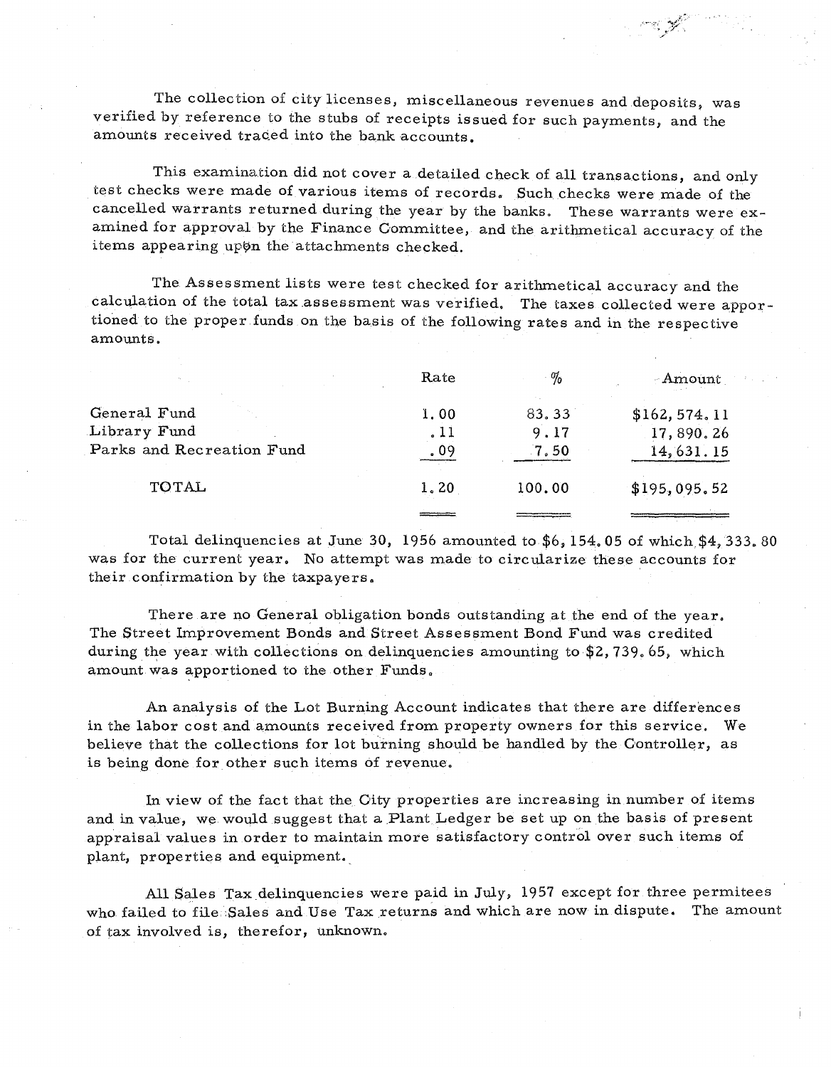The collection of city licenses, miscellaneous revenues and deposits, was verified by reference to the stubs of receipts issued for such payments, and the amounts received traced into the bank accounts.

This examination did not cover a detailed check of all transactions, and only test checks were made of various items of records. Such checks were made of the cancelled warrants returned during the year by the banks. These warrants were examined for approval by the Finance Committee, and the arithmetical accuracy of the items appearing upon the attachments checked.

The Assessment lists were test checked for arithmetical accuracy and the calculation of the total tax assessment was verified. The taxes collected were apportioned to the proper funds on the basis of the following rates and in the respective amounts.

| | Rate | % | Amount |
|---|---|---|---|
| General Fund | 1.00 | 83.33 | $162,574.11 |
| Library Fund | .11 | 9.17 | 17,890.26 |
| Parks and Recreation Fund | .09 | 7.50 | 14,631.15 |
| TOTAL | 1.20 | 100.00 | $195,095.52 |

Total delinquencies at June 30, 1956 amounted to $6,154.05 of which $4,333.80 was for the current year. No attempt was made to circularize these accounts for their confirmation by the taxpayers.

There are no General obligation bonds outstanding at the end of the year. The Street Improvement Bonds and Street Assessment Bond Fund was credited during the year with collections on delinquencies amounting to $2,739.65, which amount was apportioned to the other Funds.

An analysis of the Lot Burning Account indicates that there are differences in the labor cost and amounts received from property owners for this service. We believe that the collections for lot burning should be handled by the Controller, as is being done for other such items of revenue.

In view of the fact that the City properties are increasing in number of items and in value, we would suggest that a Plant Ledger be set up on the basis of present appraisal values in order to maintain more satisfactory control over such items of plant, properties and equipment.

All Sales Tax delinquencies were paid in July, 1957 except for three permitees who failed to file Sales and Use Tax returns and which are now in dispute. The amount of tax involved is, therefor, unknown.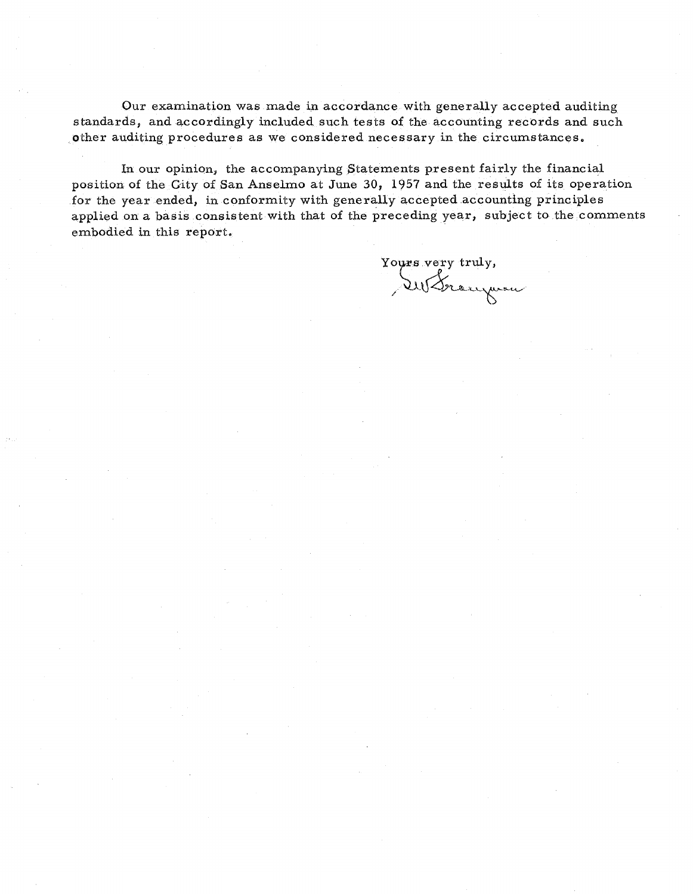Our examination was made in accordance with generally accepted auditing standards, and accordingly included such tests of the accounting records and such other auditing procedures as we considered necessary in the circumstances.

In our opinion, the accompanying Statements present fairly the financial position of the City of San Anselmo at June 30, 1957 and the results of its operation for the year ended, in conformity with generally accepted accounting principles applied on a basis consistent with that of the preceding year, subject to the comments embodied in this report.

Yours very truly,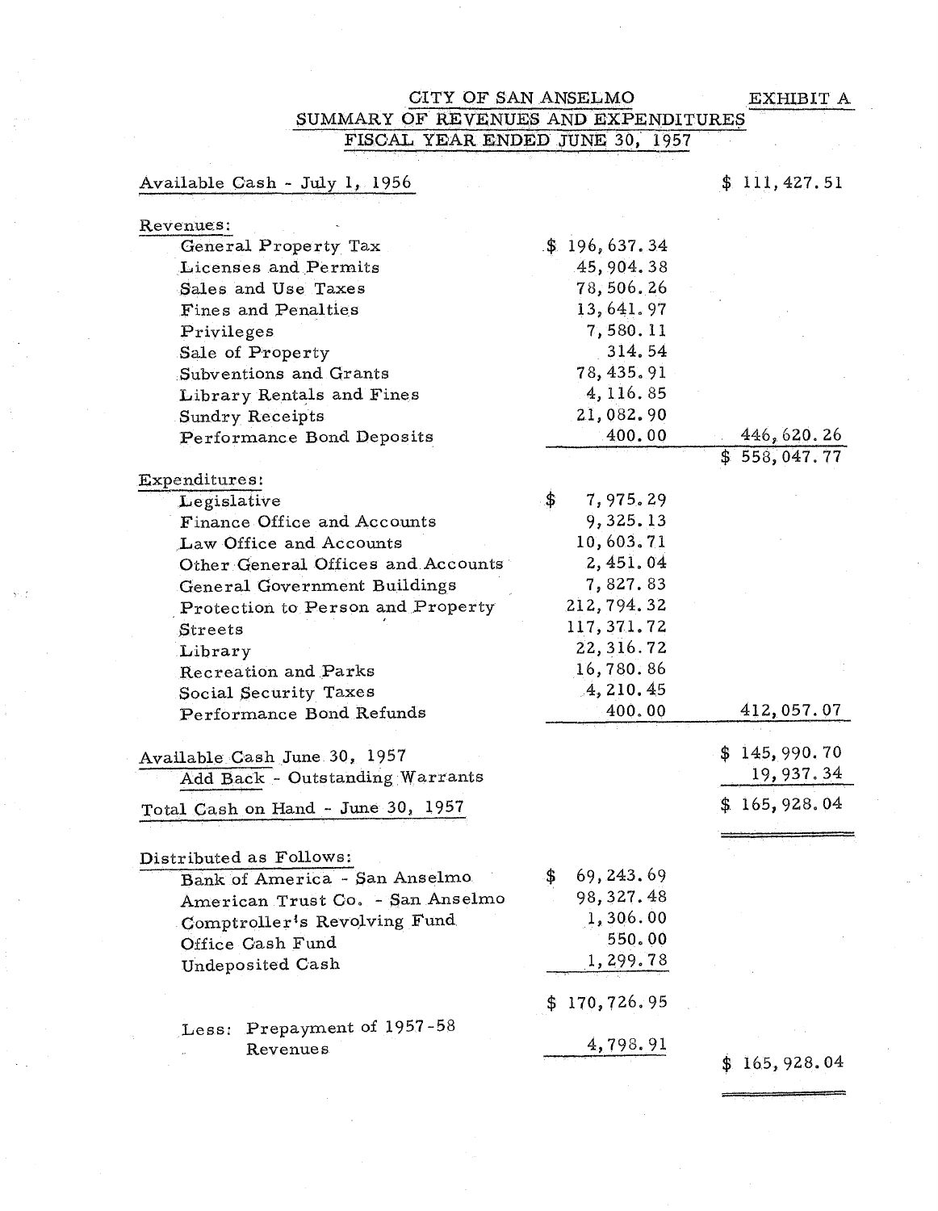# CITY OF SAN ANSELMO

EXHIBIT A

## SUMMARY OF REVENUES AND EXPENDITURES
## FISCAL YEAR ENDED JUNE 30, 1957

| | | |
|---|---|---|
| Available Cash - July 1, 1956 | | $ 111,427.51 |
| **Revenues:** | | |
| General Property Tax | $ 196,637.34 | |
| Licenses and Permits | 45,904.38 | |
| Sales and Use Taxes | 78,506.26 | |
| Fines and Penalties | 13,641.97 | |
| Privileges | 7,580.11 | |
| Sale of Property | 314.54 | |
| Subventions and Grants | 78,435.91 | |
| Library Rentals and Fines | 4,116.85 | |
| Sundry Receipts | 21,082.90 | |
| Performance Bond Deposits | 400.00 | 446,620.26 |
| | | $ 558,047.77 |
| **Expenditures:** | | |
| Legislative | $ 7,975.29 | |
| Finance Office and Accounts | 9,325.13 | |
| Law Office and Accounts | 10,603.71 | |
| Other General Offices and Accounts | 2,451.04 | |
| General Government Buildings | 7,827.83 | |
| Protection to Person and Property | 212,794.32 | |
| Streets | 117,371.72 | |
| Library | 22,316.72 | |
| Recreation and Parks | 16,780.86 | |
| Social Security Taxes | 4,210.45 | |
| Performance Bond Refunds | 400.00 | 412,057.07 |
| Available Cash June 30, 1957 | | $ 145,990.70 |
| Add Back - Outstanding Warrants | | 19,937.34 |
| Total Cash on Hand - June 30, 1957 | | $ 165,928.04 |
| **Distributed as Follows:** | | |
| Bank of America - San Anselmo | $ 69,243.69 | |
| American Trust Co. - San Anselmo | 98,327.48 | |
| Comptroller's Revolving Fund | 1,306.00 | |
| Office Cash Fund | 550.00 | |
| Undeposited Cash | 1,299.78 | |
| | $ 170,726.95 | |
| Less: Prepayment of 1957-58 Revenues | 4,798.91 | |
| | | $ 165,928.04 |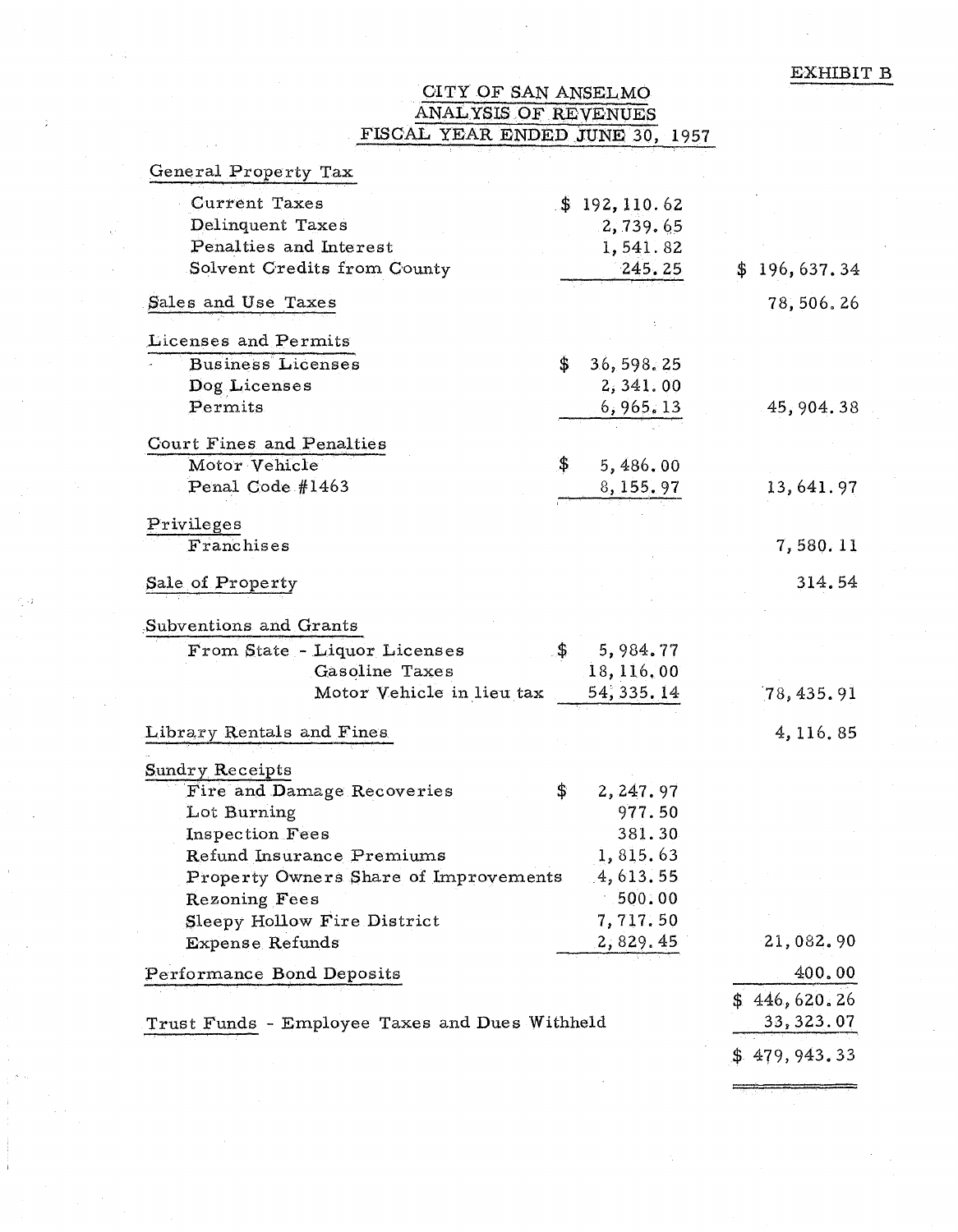EXHIBIT B

# CITY OF SAN ANSELMO
## ANALYSIS OF REVENUES
### FISCAL YEAR ENDED JUNE 30, 1957

| | | |
|---|---|---|
| General Property Tax | | |
| Current Taxes | $ 192,110.62 | |
| Delinquent Taxes | 2,739.65 | |
| Penalties and Interest | 1,541.82 | |
| Solvent Credits from County | 245.25 | $ 196,637.34 |
| Sales and Use Taxes | | 78,506.26 |
| Licenses and Permits | | |
| Business Licenses | $ 36,598.25 | |
| Dog Licenses | 2,341.00 | |
| Permits | 6,965.13 | 45,904.38 |
| Court Fines and Penalties | | |
| Motor Vehicle | $ 5,486.00 | |
| Penal Code #1463 | 8,155.97 | 13,641.97 |
| Privileges | | |
| Franchises | | 7,580.11 |
| Sale of Property | | 314.54 |
| Subventions and Grants | | |
| From State - Liquor Licenses | $ 5,984.77 | |
| Gasoline Taxes | 18,116.00 | |
| Motor Vehicle in lieu tax | 54,335.14 | 78,435.91 |
| Library Rentals and Fines | | 4,116.85 |
| Sundry Receipts | | |
| Fire and Damage Recoveries | $ 2,247.97 | |
| Lot Burning | 977.50 | |
| Inspection Fees | 381.30 | |
| Refund Insurance Premiums | 1,815.63 | |
| Property Owners Share of Improvements | 4,613.55 | |
| Rezoning Fees | 500.00 | |
| Sleepy Hollow Fire District | 7,717.50 | |
| Expense Refunds | 2,829.45 | 21,082.90 |
| Performance Bond Deposits | | 400.00 |
| | | $ 446,620.26 |
| Trust Funds - Employee Taxes and Dues Withheld | | 33,323.07 |
| | | $ 479,943.33 |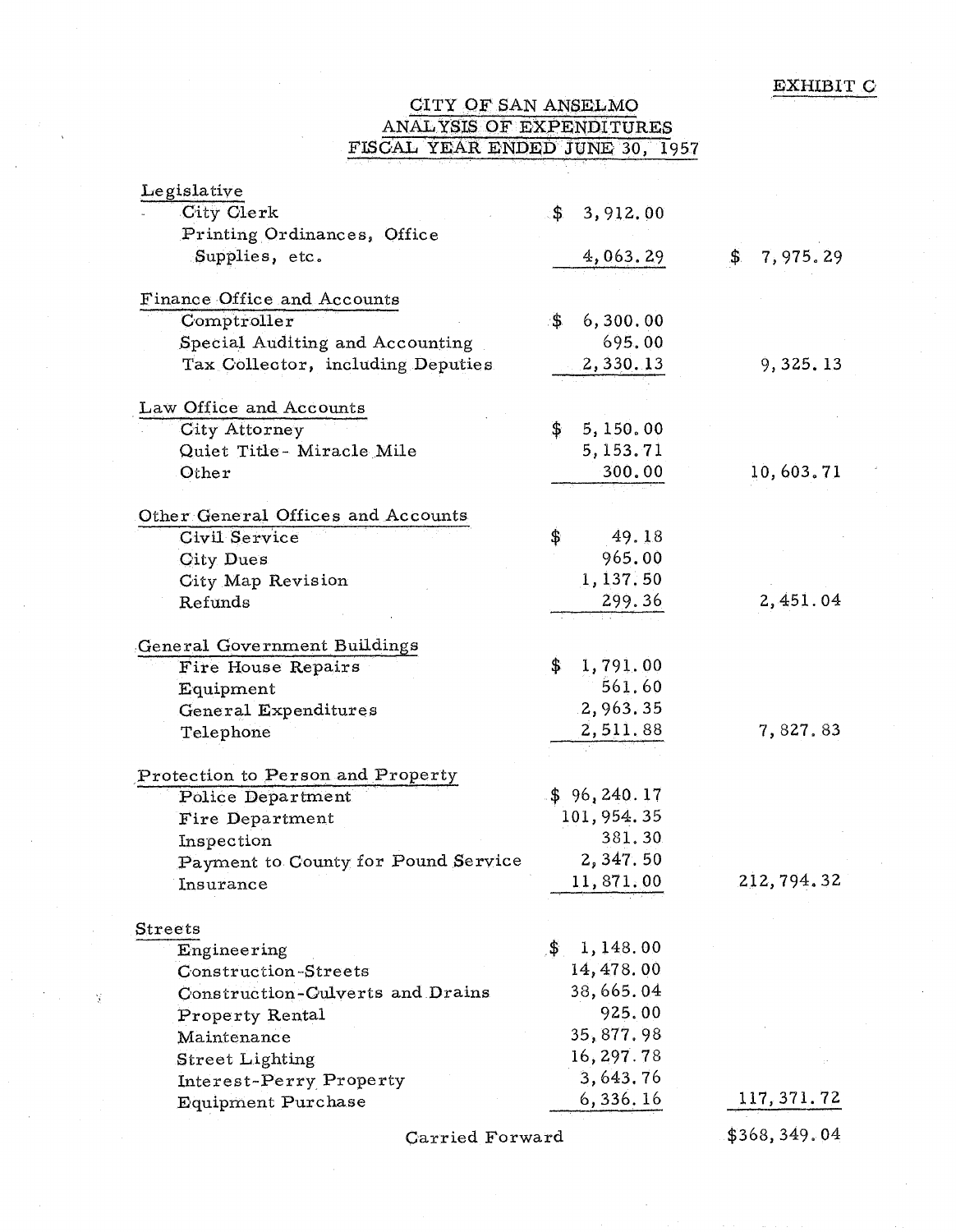EXHIBIT C

# CITY OF SAN ANSELMO
## ANALYSIS OF EXPENDITURES
## FISCAL YEAR ENDED JUNE 30, 1957

| | | |
|---|---|---|
| **Legislative** | | |
| City Clerk | $ 3,912.00 | |
| Printing Ordinances, Office Supplies, etc. | 4,063.29 | $ 7,975.29 |
| **Finance Office and Accounts** | | |
| Comptroller | $ 6,300.00 | |
| Special Auditing and Accounting | 695.00 | |
| Tax Collector, including Deputies | 2,330.13 | 9,325.13 |
| **Law Office and Accounts** | | |
| City Attorney | $ 5,150.00 | |
| Quiet Title - Miracle Mile | 5,153.71 | |
| Other | 300.00 | 10,603.71 |
| **Other General Offices and Accounts** | | |
| Civil Service | $ 49.18 | |
| City Dues | 965.00 | |
| City Map Revision | 1,137.50 | |
| Refunds | 299.36 | 2,451.04 |
| **General Government Buildings** | | |
| Fire House Repairs | $ 1,791.00 | |
| Equipment | 561.60 | |
| General Expenditures | 2,963.35 | |
| Telephone | 2,511.88 | 7,827.83 |
| **Protection to Person and Property** | | |
| Police Department | $ 96,240.17 | |
| Fire Department | 101,954.35 | |
| Inspection | 381.30 | |
| Payment to County for Pound Service | 2,347.50 | |
| Insurance | 11,871.00 | 212,794.32 |
| **Streets** | | |
| Engineering | $ 1,148.00 | |
| Construction-Streets | 14,478.00 | |
| Construction-Culverts and Drains | 38,665.04 | |
| Property Rental | 925.00 | |
| Maintenance | 35,877.98 | |
| Street Lighting | 16,297.78 | |
| Interest-Perry Property | 3,643.76 | |
| Equipment Purchase | 6,336.16 | 117,371.72 |
| Carried Forward | | $368,349.04 |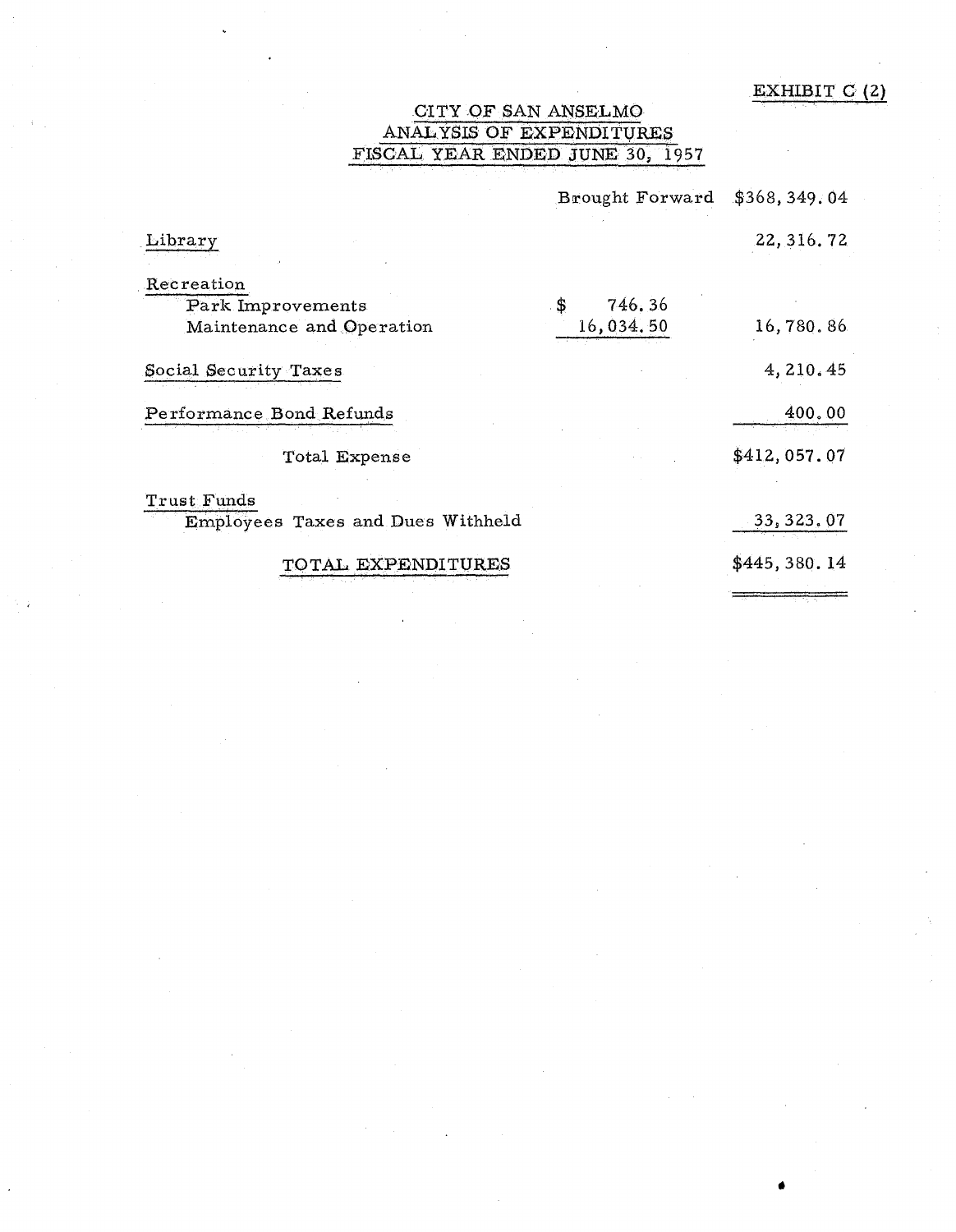EXHIBIT C (2)

# CITY OF SAN ANSELMO
## ANALYSIS OF EXPENDITURES
## FISCAL YEAR ENDED JUNE 30, 1957

| | | |
|---|---|---|
| | Brought Forward | $368,349.04 |
| Library | | 22,316.72 |
| Recreation | | |
| Park Improvements | $ 746.36 | |
| Maintenance and Operation | 16,034.50 | 16,780.86 |
| Social Security Taxes | | 4,210.45 |
| Performance Bond Refunds | | 400.00 |
| Total Expense | | $412,057.07 |
| Trust Funds | | |
| Employees Taxes and Dues Withheld | | 33,323.07 |
| TOTAL EXPENDITURES | | $445,380.14 |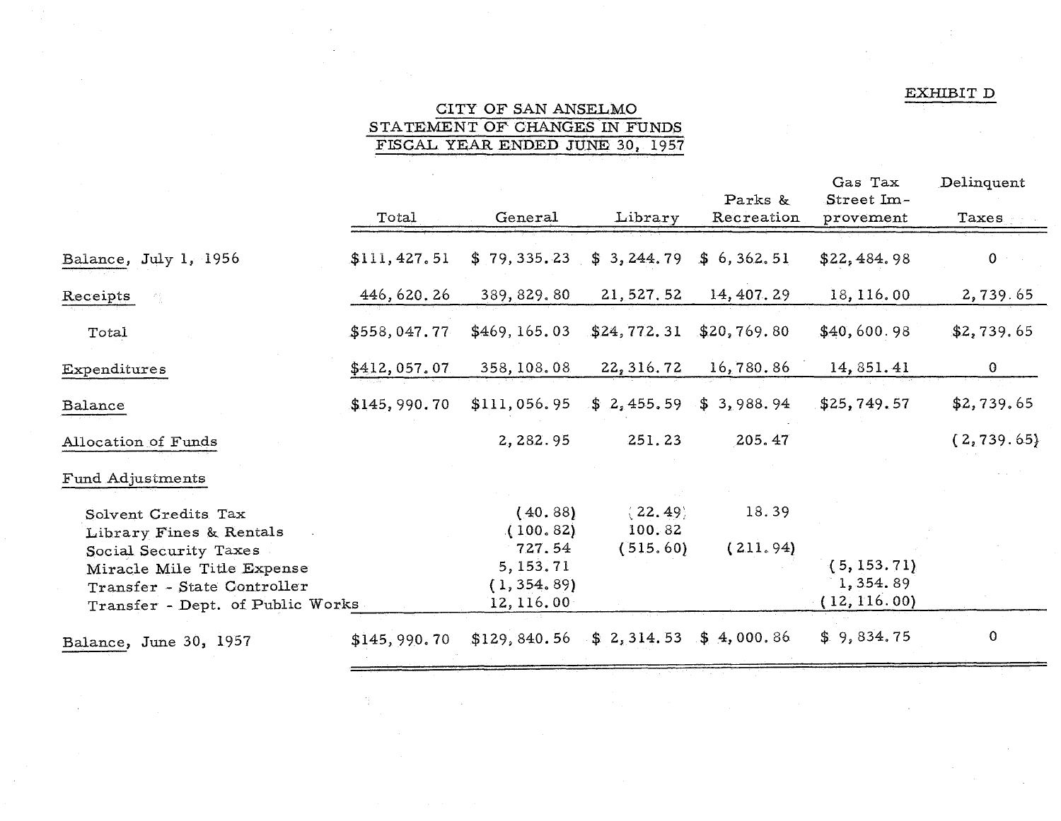EXHIBIT D

# CITY OF SAN ANSELMO
## STATEMENT OF CHANGES IN FUNDS
## FISCAL YEAR ENDED JUNE 30, 1957

| | Total | General | Library | Parks & Recreation | Gas Tax Street Improvement | Delinquent Taxes |
|---|---|---|---|---|---|---|
| Balance, July 1, 1956 | $111,427.51 | $ 79,335.23 | $ 3,244.79 | $ 6,362.51 | $22,484.98 | 0 |
| Receipts | 446,620.26 | 389,829.80 | 21,527.52 | 14,407.29 | 18,116.00 | 2,739.65 |
| Total | $558,047.77 | $469,165.03 | $24,772.31 | $20,769.80 | $40,600.98 | $2,739.65 |
| Expenditures | $412,057.07 | 358,108.08 | 22,316.72 | 16,780.86 | 14,851.41 | 0 |
| Balance | $145,990.70 | $111,056.95 | $ 2,455.59 | $ 3,988.94 | $25,749.57 | $2,739.65 |
| Allocation of Funds | | 2,282.95 | 251.23 | 205.47 | | (2,739.65) |
| Fund Adjustments | | | | | | |
| Solvent Credits Tax | | (40.88) | (22.49) | 18.39 | | |
| Library Fines & Rentals | | (100.82) | 100.82 | | | |
| Social Security Taxes | | 727.54 | (515.60) | (211.94) | | |
| Miracle Mile Title Expense | | 5,153.71 | | | (5,153.71) | |
| Transfer - State Controller | | (1,354.89) | | | 1,354.89 | |
| Transfer - Dept. of Public Works | | 12,116.00 | | | (12,116.00) | |
| Balance, June 30, 1957 | $145,990.70 | $129,840.56 | $ 2,314.53 | $ 4,000.86 | $ 9,834.75 | 0 |